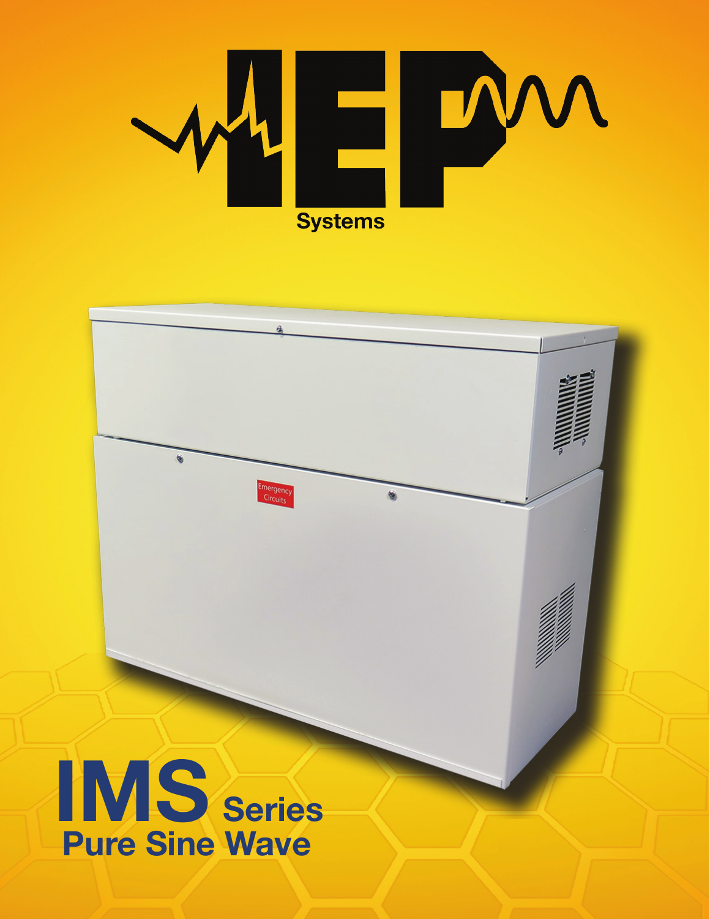# IEP Systems

# IMS Series
## Pure Sine Wave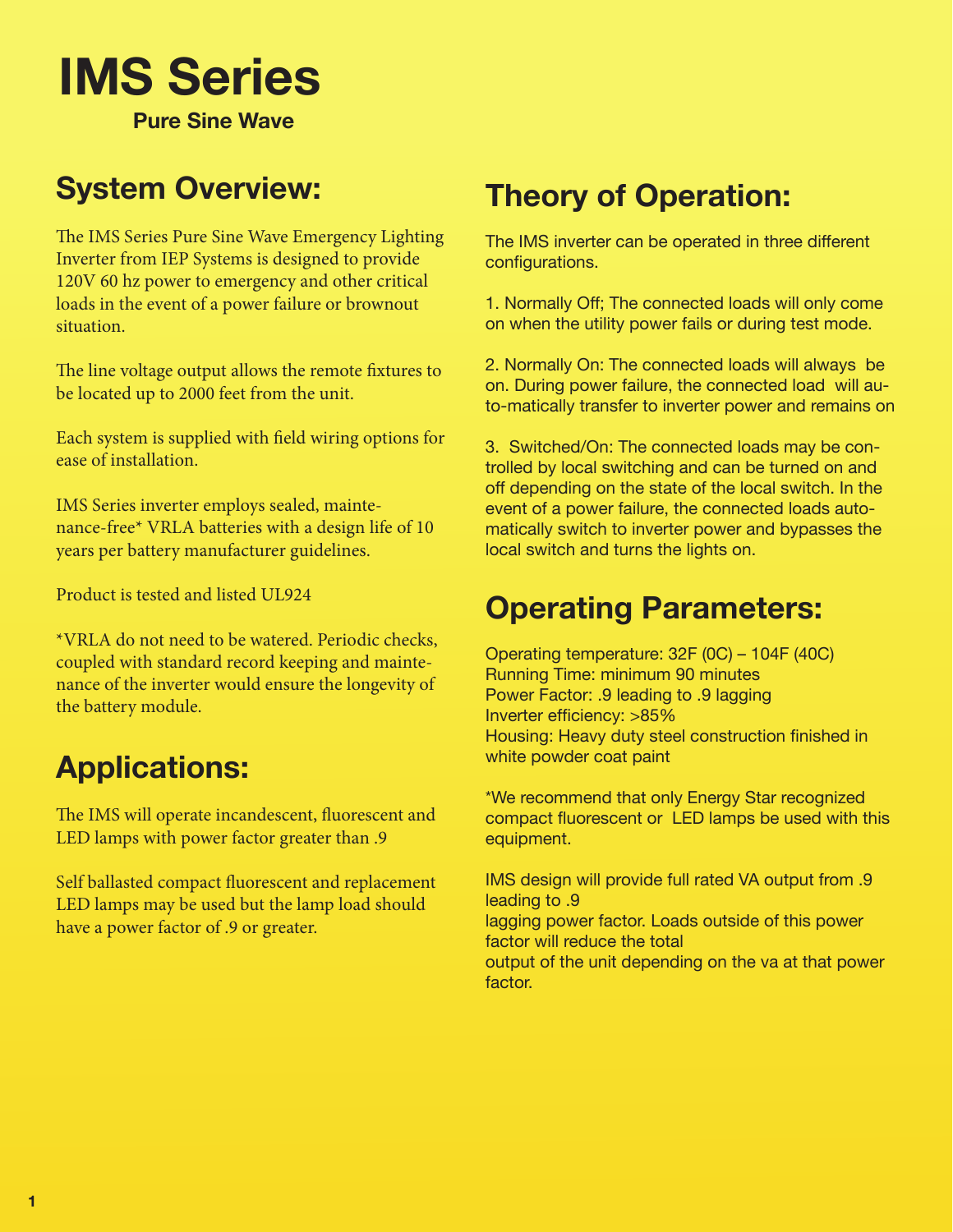# IMS Series

**Pure Sine Wave**

## System Overview:

The IMS Series Pure Sine Wave Emergency Lighting Inverter from IEP Systems is designed to provide 120V 60 hz power to emergency and other critical loads in the event of a power failure or brownout situation.

The line voltage output allows the remote fixtures to be located up to 2000 feet from the unit.

Each system is supplied with field wiring options for ease of installation.

IMS Series inverter employs sealed, maintenance-free* VRLA batteries with a design life of 10 years per battery manufacturer guidelines.

Product is tested and listed UL924

*VRLA do not need to be watered. Periodic checks, coupled with standard record keeping and maintenance of the inverter would ensure the longevity of the battery module.

## Applications:

The IMS will operate incandescent, fluorescent and LED lamps with power factor greater than .9

Self ballasted compact fluorescent and replacement LED lamps may be used but the lamp load should have a power factor of .9 or greater.

## Theory of Operation:

The IMS inverter can be operated in three different configurations.

1. Normally Off; The connected loads will only come on when the utility power fails or during test mode.

2. Normally On: The connected loads will always be on. During power failure, the connected load will automatically transfer to inverter power and remains on

3. Switched/On: The connected loads may be controlled by local switching and can be turned on and off depending on the state of the local switch. In the event of a power failure, the connected loads automatically switch to inverter power and bypasses the local switch and turns the lights on.

## Operating Parameters:

Operating temperature: 32F (0C) – 104F (40C)
Running Time: minimum 90 minutes
Power Factor: .9 leading to .9 lagging
Inverter efficiency: >85%
Housing: Heavy duty steel construction finished in white powder coat paint

*We recommend that only Energy Star recognized compact fluorescent or LED lamps be used with this equipment.

IMS design will provide full rated VA output from .9 leading to .9 lagging power factor. Loads outside of this power factor will reduce the total output of the unit depending on the va at that power factor.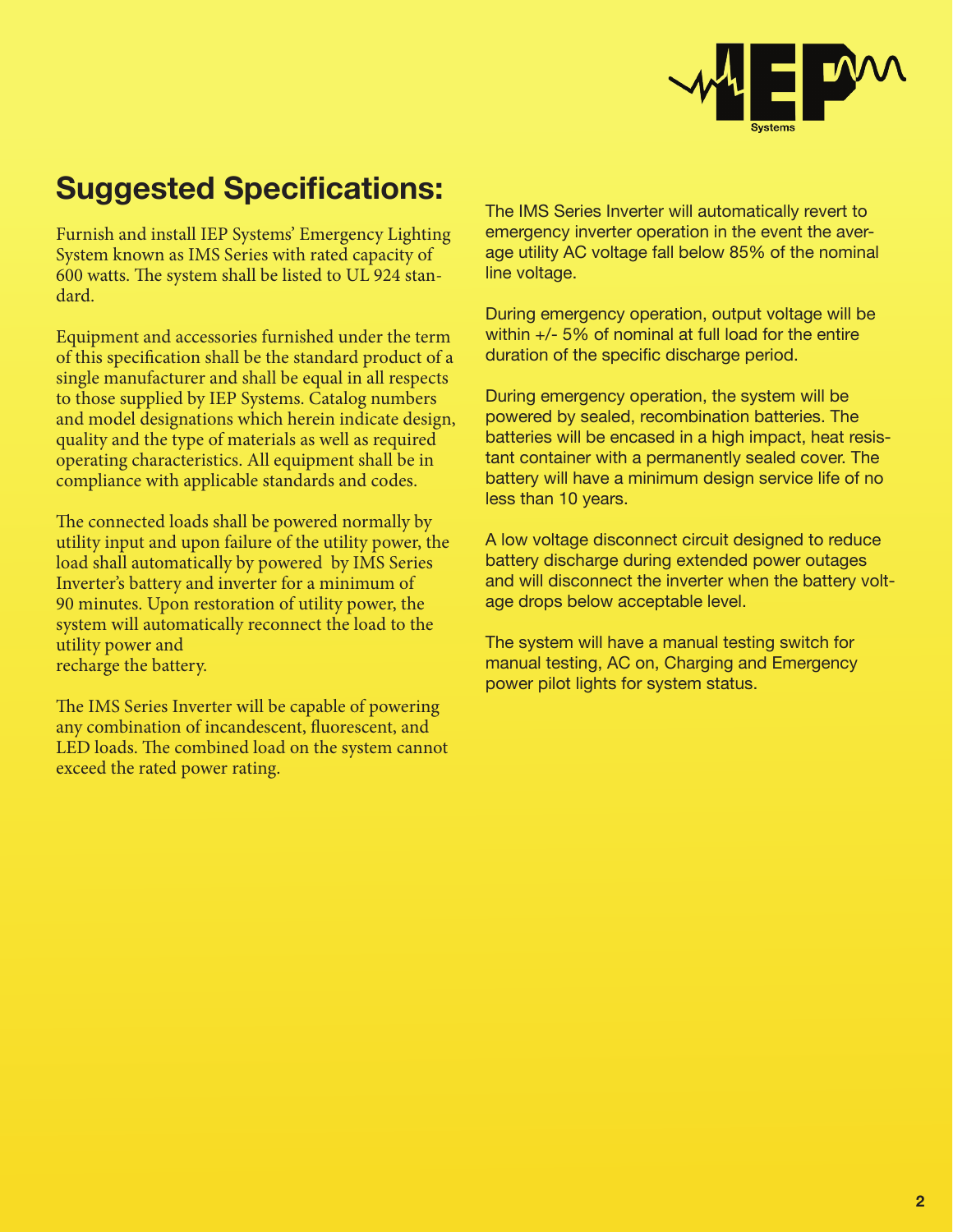## Suggested Specifications:

Furnish and install IEP Systems' Emergency Lighting System known as IMS Series with rated capacity of 600 watts. The system shall be listed to UL 924 standard.

Equipment and accessories furnished under the term of this specification shall be the standard product of a single manufacturer and shall be equal in all respects to those supplied by IEP Systems. Catalog numbers and model designations which herein indicate design, quality and the type of materials as well as required operating characteristics. All equipment shall be in compliance with applicable standards and codes.

The connected loads shall be powered normally by utility input and upon failure of the utility power, the load shall automatically by powered by IMS Series Inverter's battery and inverter for a minimum of 90 minutes. Upon restoration of utility power, the system will automatically reconnect the load to the utility power and recharge the battery.

The IMS Series Inverter will be capable of powering any combination of incandescent, fluorescent, and LED loads. The combined load on the system cannot exceed the rated power rating.

The IMS Series Inverter will automatically revert to emergency inverter operation in the event the average utility AC voltage fall below 85% of the nominal line voltage.

During emergency operation, output voltage will be within +/- 5% of nominal at full load for the entire duration of the specific discharge period.

During emergency operation, the system will be powered by sealed, recombination batteries. The batteries will be encased in a high impact, heat resistant container with a permanently sealed cover. The battery will have a minimum design service life of no less than 10 years.

A low voltage disconnect circuit designed to reduce battery discharge during extended power outages and will disconnect the inverter when the battery voltage drops below acceptable level.

The system will have a manual testing switch for manual testing, AC on, Charging and Emergency power pilot lights for system status.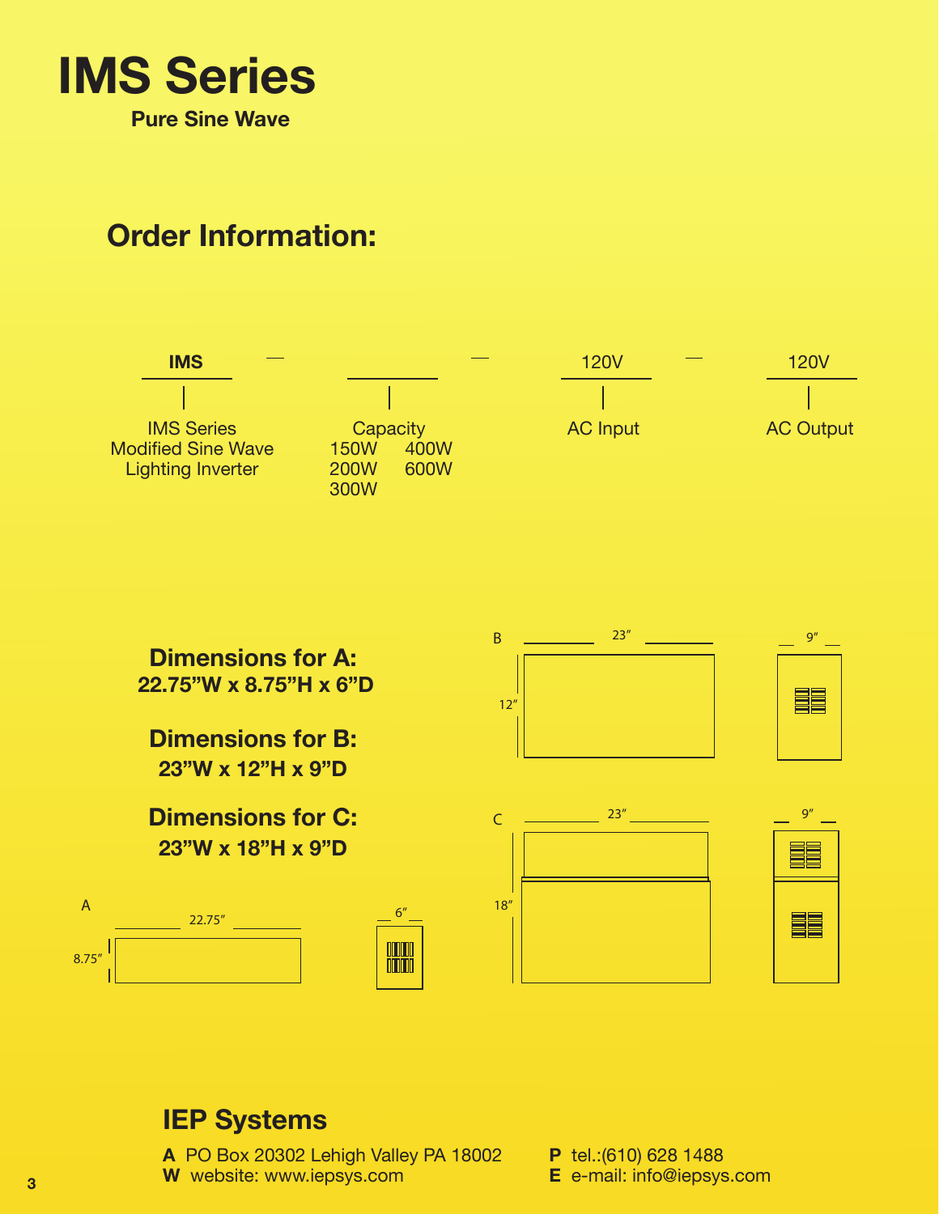# IMS Series

**Pure Sine Wave**

## Order Information:

**IMS** — ______ — 120V — 120V

IMS Series
Modified Sine Wave
Lighting Inverter

Capacity
150W 400W
200W 600W
300W

AC Input

AC Output

**Dimensions for A:**
**22.75"W x 8.75"H x 6"D**

**Dimensions for B:**
**23"W x 12"H x 9"D**

**Dimensions for C:**
**23"W x 18"H x 9"D**

B
23″
12″
9″

C
23″
18″
9″

A
22.75″
8.75″
6″

## IEP Systems

**A** PO Box 20302 Lehigh Valley PA 18002
**W** website: www.iepsys.com
**P** tel.:(610) 628 1488
**E** e-mail: info@iepsys.com